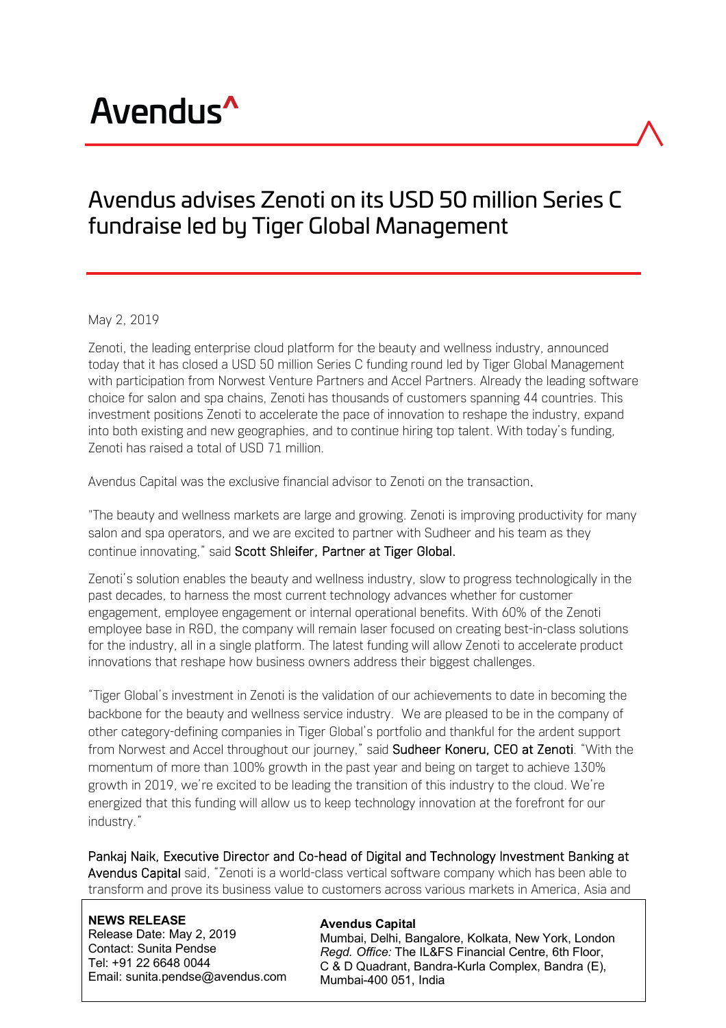Avendus^

# Avendus advises Zenoti on its USD 50 million Series C fundraise led by Tiger Global Management

May 2, 2019

Zenoti, the leading enterprise cloud platform for the beauty and wellness industry, announced today that it has closed a USD 50 million Series C funding round led by Tiger Global Management with participation from Norwest Venture Partners and Accel Partners. Already the leading software choice for salon and spa chains, Zenoti has thousands of customers spanning 44 countries. This investment positions Zenoti to accelerate the pace of innovation to reshape the industry, expand into both existing and new geographies, and to continue hiring top talent. With today's funding, Zenoti has raised a total of USD 71 million.

Avendus Capital was the exclusive financial advisor to Zenoti on the transaction.

"The beauty and wellness markets are large and growing. Zenoti is improving productivity for many salon and spa operators, and we are excited to partner with Sudheer and his team as they continue innovating," said Scott Shleifer, Partner at Tiger Global.

Zenoti's solution enables the beauty and wellness industry, slow to progress technologically in the past decades, to harness the most current technology advances whether for customer engagement, employee engagement or internal operational benefits. With 60% of the Zenoti employee base in R&D, the company will remain laser focused on creating best-in-class solutions for the industry, all in a single platform. The latest funding will allow Zenoti to accelerate product innovations that reshape how business owners address their biggest challenges.

"Tiger Global's investment in Zenoti is the validation of our achievements to date in becoming the backbone for the beauty and wellness service industry. We are pleased to be in the company of other category-defining companies in Tiger Global's portfolio and thankful for the ardent support from Norwest and Accel throughout our journey," said Sudheer Koneru, CEO at Zenoti. "With the momentum of more than 100% growth in the past year and being on target to achieve 130% growth in 2019, we're excited to be leading the transition of this industry to the cloud. We're energized that this funding will allow us to keep technology innovation at the forefront for our industry."

Pankaj Naik, Executive Director and Co-head of Digital and Technology Investment Banking at Avendus Capital said, "Zenoti is a world-class vertical software company which has been able to transform and prove its business value to customers across various markets in America, Asia and

**NEWS RELEASE**
Release Date: May 2, 2019
Contact: Sunita Pendse
Tel: +91 22 6648 0044
Email: sunita.pendse@avendus.com

**Avendus Capital**
Mumbai, Delhi, Bangalore, Kolkata, New York, London
*Regd. Office:* The IL&FS Financial Centre, 6th Floor, C & D Quadrant, Bandra-Kurla Complex, Bandra (E), Mumbai-400 051, India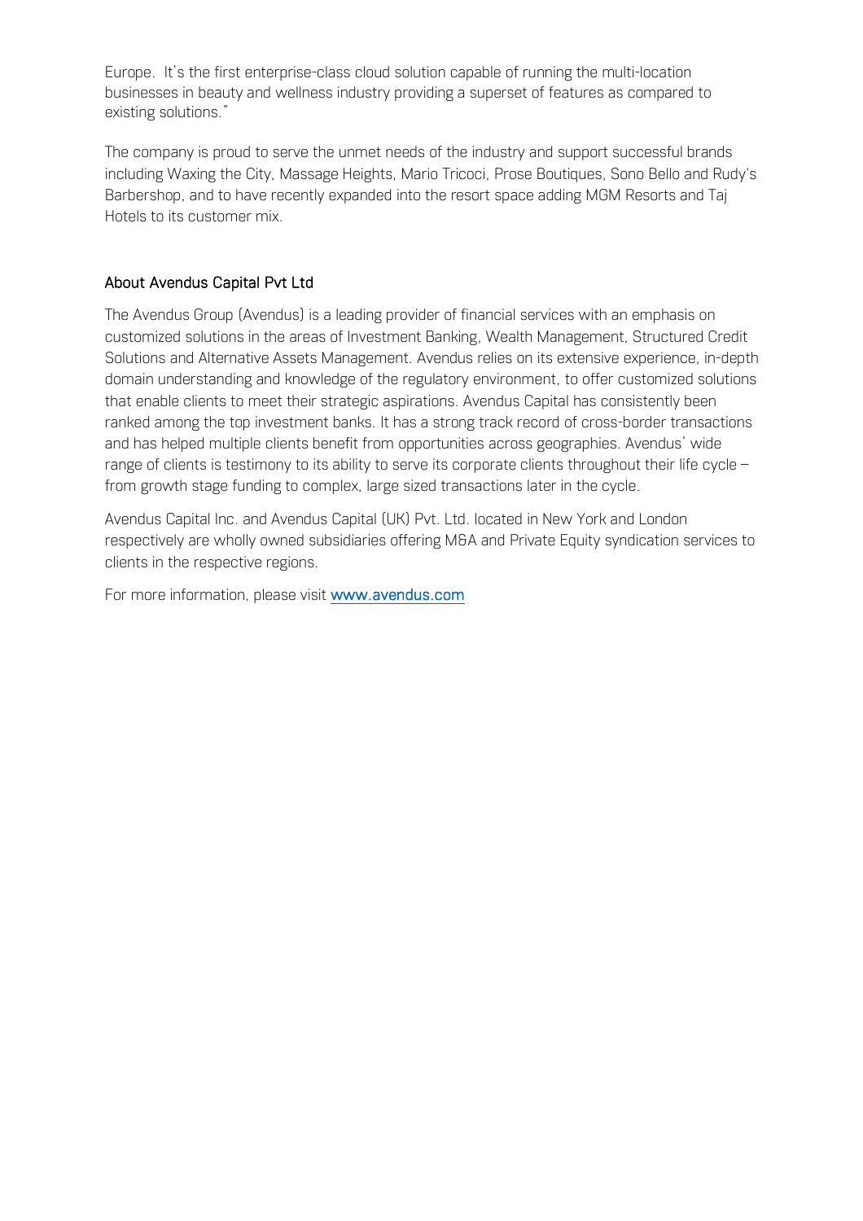Europe. It's the first enterprise-class cloud solution capable of running the multi-location businesses in beauty and wellness industry providing a superset of features as compared to existing solutions."

The company is proud to serve the unmet needs of the industry and support successful brands including Waxing the City, Massage Heights, Mario Tricoci, Prose Boutiques, Sono Bello and Rudy's Barbershop, and to have recently expanded into the resort space adding MGM Resorts and Taj Hotels to its customer mix.

## About Avendus Capital Pvt Ltd

The Avendus Group (Avendus) is a leading provider of financial services with an emphasis on customized solutions in the areas of Investment Banking, Wealth Management, Structured Credit Solutions and Alternative Assets Management. Avendus relies on its extensive experience, in-depth domain understanding and knowledge of the regulatory environment, to offer customized solutions that enable clients to meet their strategic aspirations. Avendus Capital has consistently been ranked among the top investment banks. It has a strong track record of cross-border transactions and has helped multiple clients benefit from opportunities across geographies. Avendus' wide range of clients is testimony to its ability to serve its corporate clients throughout their life cycle – from growth stage funding to complex, large sized transactions later in the cycle.

Avendus Capital Inc. and Avendus Capital (UK) Pvt. Ltd. located in New York and London respectively are wholly owned subsidiaries offering M&A and Private Equity syndication services to clients in the respective regions.

For more information, please visit www.avendus.com